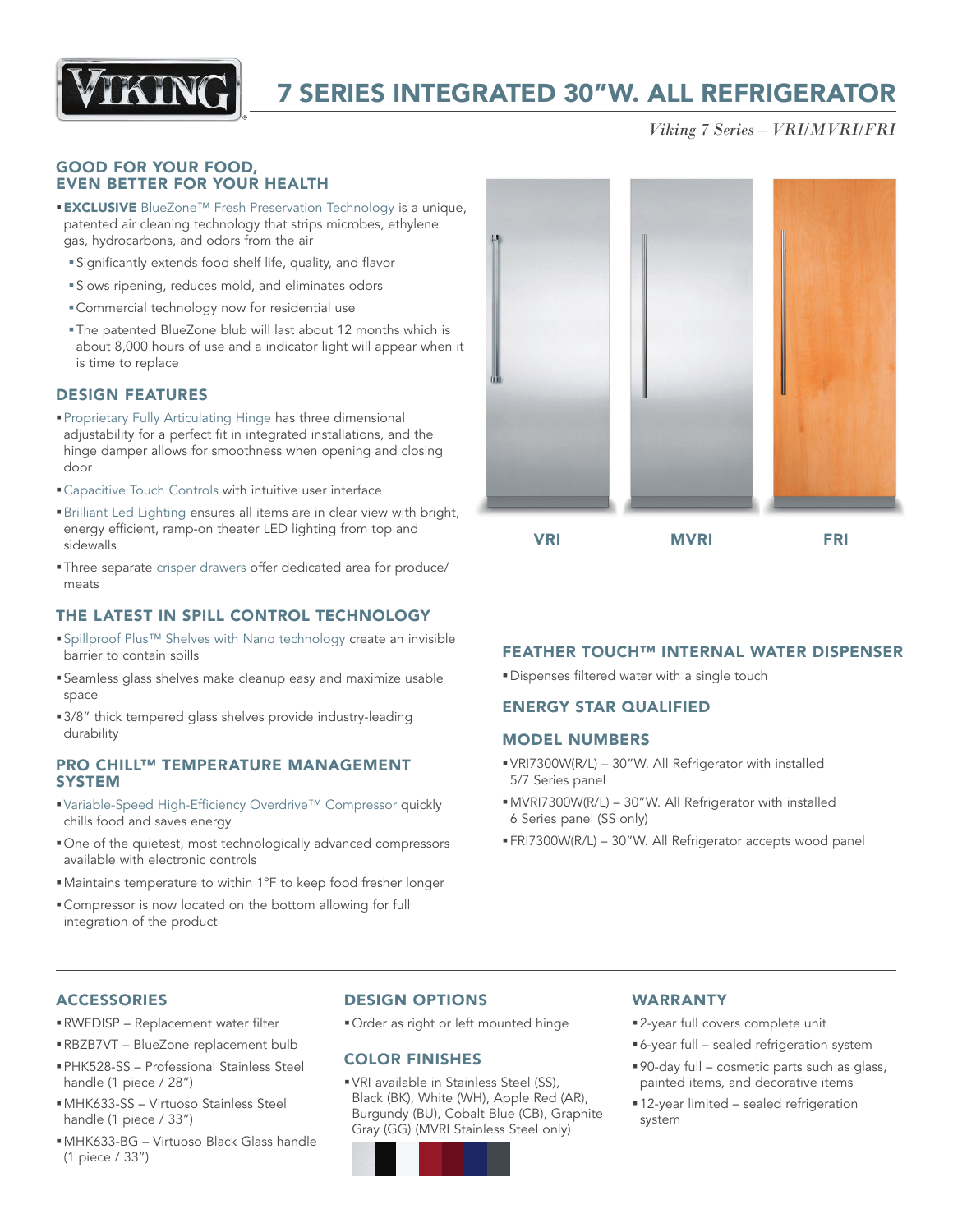# 7 SERIES INTEGRATED 30"W. ALL REFRIGERATOR

*Viking 7 Series – VRI/MVRI/FRI*

## GOOD FOR YOUR FOOD, EVEN BETTER FOR YOUR HEALTH

- **EXCLUSIVE** BlueZone™ Fresh Preservation Technology is a unique, patented air cleaning technology that strips microbes, ethylene gas, hydrocarbons, and odors from the air
  - Significantly extends food shelf life, quality, and flavor
  - Slows ripening, reduces mold, and eliminates odors
  - Commercial technology now for residential use
  - The patented BlueZone blub will last about 12 months which is about 8,000 hours of use and a indicator light will appear when it is time to replace

## DESIGN FEATURES

- Proprietary Fully Articulating Hinge has three dimensional adjustability for a perfect fit in integrated installations, and the hinge damper allows for smoothness when opening and closing door
- Capacitive Touch Controls with intuitive user interface
- Brilliant Led Lighting ensures all items are in clear view with bright, energy efficient, ramp-on theater LED lighting from top and sidewalls
- Three separate crisper drawers offer dedicated area for produce/ meats

## THE LATEST IN SPILL CONTROL TECHNOLOGY

- Spillproof Plus™ Shelves with Nano technology create an invisible barrier to contain spills
- Seamless glass shelves make cleanup easy and maximize usable space
- 3/8" thick tempered glass shelves provide industry-leading durability

## PRO CHILL™ TEMPERATURE MANAGEMENT SYSTEM

- Variable-Speed High-Efficiency Overdrive™ Compressor quickly chills food and saves energy
- One of the quietest, most technologically advanced compressors available with electronic controls
- Maintains temperature to within 1°F to keep food fresher longer
- Compressor is now located on the bottom allowing for full integration of the product

VRI MVRI FRI

## FEATHER TOUCH™ INTERNAL WATER DISPENSER

- Dispenses filtered water with a single touch

## ENERGY STAR QUALIFIED

## MODEL NUMBERS

- VRI7300W(R/L) – 30"W. All Refrigerator with installed 5/7 Series panel
- MVRI7300W(R/L) – 30"W. All Refrigerator with installed 6 Series panel (SS only)
- FRI7300W(R/L) – 30"W. All Refrigerator accepts wood panel

## ACCESSORIES

- RWFDISP – Replacement water filter
- RBZB7VT – BlueZone replacement bulb
- PHK528-SS – Professional Stainless Steel handle (1 piece / 28")
- MHK633-SS – Virtuoso Stainless Steel handle (1 piece / 33")
- MHK633-BG – Virtuoso Black Glass handle (1 piece / 33")

## DESIGN OPTIONS

- Order as right or left mounted hinge

## COLOR FINISHES

- VRI available in Stainless Steel (SS), Black (BK), White (WH), Apple Red (AR), Burgundy (BU), Cobalt Blue (CB), Graphite Gray (GG) (MVRI Stainless Steel only)

## WARRANTY

- 2-year full covers complete unit
- 6-year full – sealed refrigeration system
- 90-day full – cosmetic parts such as glass, painted items, and decorative items
- 12-year limited – sealed refrigeration system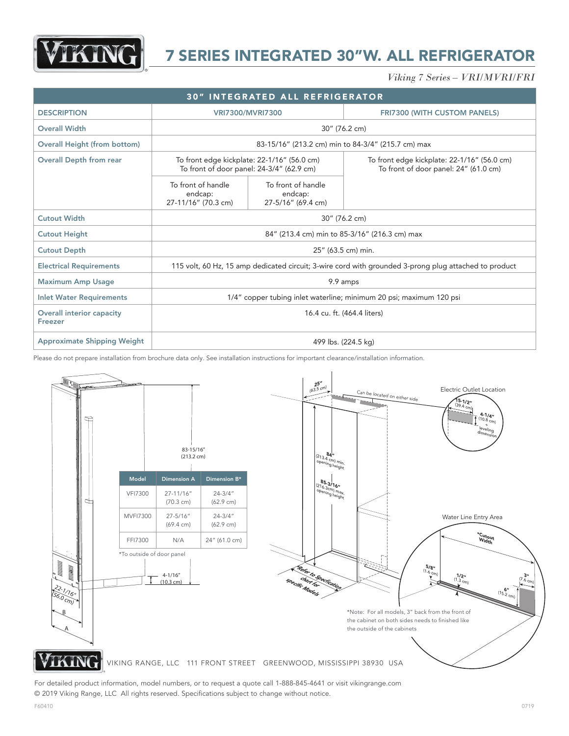# 7 SERIES INTEGRATED 30"W. ALL REFRIGERATOR

*Viking 7 Series – VRI/MVRI/FRI*

| 30" INTEGRATED ALL REFRIGERATOR | | | |
|---|---|---|---|
| DESCRIPTION | VRI7300/MVRI7300 | | FRI7300 (WITH CUSTOM PANELS) |
| Overall Width | 30" (76.2 cm) | | |
| Overall Height (from bottom) | 83-15/16" (213.2 cm) min to 84-3/4" (215.7 cm) max | | |
| Overall Depth from rear | To front edge kickplate: 22-1/16" (56.0 cm)<br>To front of door panel: 24-3/4" (62.9 cm) | | To front edge kickplate: 22-1/16" (56.0 cm)<br>To front of door panel: 24" (61.0 cm) |
| | To front of handle endcap: 27-11/16" (70.3 cm) | To front of handle endcap: 27-5/16" (69.4 cm) | |
| Cutout Width | 30" (76.2 cm) | | |
| Cutout Height | 84" (213.4 cm) min to 85-3/16" (216.3 cm) max | | |
| Cutout Depth | 25" (63.5 cm) min. | | |
| Electrical Requirements | 115 volt, 60 Hz, 15 amp dedicated circuit; 3-wire cord with grounded 3-prong plug attached to product | | |
| Maximum Amp Usage | 9.9 amps | | |
| Inlet Water Requirements | 1/4" copper tubing inlet waterline; minimum 20 psi; maximum 120 psi | | |
| Overall interior capacity Freezer | 16.4 cu. ft. (464.4 liters) | | |
| Approximate Shipping Weight | 499 lbs. (224.5 kg) | | |

Please do not prepare installation from brochure data only. See installation instructions for important clearance/installation information.

83-15/16" (213.2 cm)

| Model | Dimension A | Dimension B* |
|---|---|---|
| VFI7300 | 27-11/16" (70.3 cm) | 24-3/4" (62.9 cm) |
| MVFI7300 | 27-5/16" (69.4 cm) | 24-3/4" (62.9 cm) |
| FFI7300 | N/A | 24" (61.0 cm) |

*To outside of door panel

4-1/16" (10.3 cm)

22-1/16" (56.0 cm)

B

A

25" (63.5 cm)

Can be located on either side

84" (213.4 cm) min. opening height

85-3/16" (216.3cm) max. opening height

*Refer to Specification chart for specific Models

Electric Outlet Location

15-1/2" (39.4 cm)

4-1/4" (10.8 cm) + leveling dimension

Water Line Entry Area

*Cutout Width

5/8" (1.6 cm)

1/2" (1.3 cm)

3" (7.6 cm)

6" (15.2 cm)

*Note: For all models, 3" back from the front of the cabinet on both sides needs to finished like the outside of the cabinets

VIKING RANGE, LLC 111 FRONT STREET GREENWOOD, MISSISSIPPI 38930 USA

For detailed product information, model numbers, or to request a quote call 1-888-845-4641 or visit vikingrange.com

© 2019 Viking Range, LLC All rights reserved. Specifications subject to change without notice.

F60410 0719